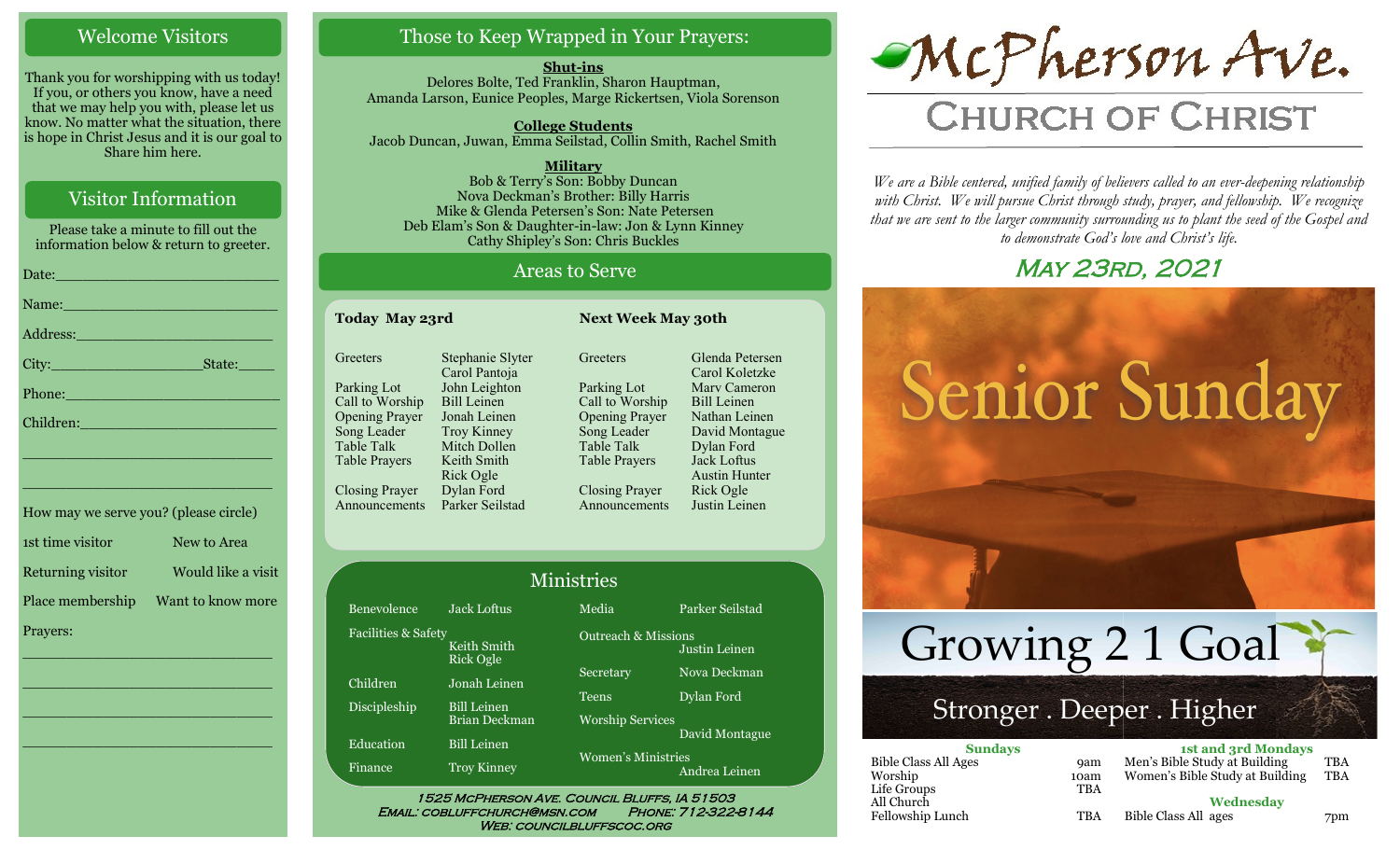## Welcome Visitors

Thank you for worshipping with us today! If you, or others you know, have a need that we may help you with, please let us know. No matter what the situation, there is hope in Christ Jesus and it is our goal to Share him here.

## Visitor Information

Please take a minute to fill out the information below & return to greeter.

Date:________________________

Name:________________________

Address:______________________

City:__________________State:_____

Phone:________________________

Children:______________________

______________________________

______________________________

How may we serve you? (please circle)

| | |
|---|---|
| 1st time visitor | New to Area |
| Returning visitor | Would like a visit |
| Place membership | Want to know more |

Prayers:

______________________________

______________________________

______________________________

______________________________

## Those to Keep Wrapped in Your Prayers:

**Shut-ins**

Delores Bolte, Ted Franklin, Sharon Hauptman, Amanda Larson, Eunice Peoples, Marge Rickertsen, Viola Sorenson

**College Students**

Jacob Duncan, Juwan, Emma Seilstad, Collin Smith, Rachel Smith

**Military**

Bob & Terry's Son: Bobby Duncan
Nova Deckman's Brother: Billy Harris
Mike & Glenda Petersen's Son: Nate Petersen
Deb Elam's Son & Daughter-in-law: Jon & Lynn Kinney
Cathy Shipley's Son: Chris Buckles

## Areas to Serve

| Role | Today May 23rd | Next Week May 30th |
|---|---|---|
| Greeters | Stephanie Slyter, Carol Pantoja | Glenda Petersen, Carol Koletzke |
| Parking Lot | John Leighton | Marv Cameron |
| Call to Worship | Bill Leinen | Bill Leinen |
| Opening Prayer | Jonah Leinen | Nathan Leinen |
| Song Leader | Troy Kinney | David Montague |
| Table Talk | Mitch Dollen | Dylan Ford |
| Table Prayers | Keith Smith, Rick Ogle | Jack Loftus, Austin Hunter |
| Closing Prayer | Dylan Ford | Rick Ogle |
| Announcements | Parker Seilstad | Justin Leinen |

## Ministries

| Ministry | Leader | Ministry | Leader |
|---|---|---|---|
| Benevolence | Jack Loftus | Media | Parker Seilstad |
| Facilities & Safety | Keith Smith, Rick Ogle | Outreach & Missions | Justin Leinen |
| Children | Jonah Leinen | Secretary | Nova Deckman |
| Discipleship | Bill Leinen, Brian Deckman | Teens | Dylan Ford |
| Education | Bill Leinen | Worship Services | David Montague |
| Finance | Troy Kinney | Women's Ministries | Andrea Leinen |

1525 McPherson Ave. Council Bluffs, IA 51503
Email: cobluffchurch@msn.com Phone: 712-322-8144
Web: councilbluffscoc.org

# McPherson Ave. Church of Christ

*We are a Bible centered, unified family of believers called to an ever-deepening relationship with Christ. We will pursue Christ through study, prayer, and fellowship. We recognize that we are sent to the larger community surrounding us to plant the seed of the Gospel and to demonstrate God's love and Christ's life.*

## May 23rd, 2021

Senior Sunday

Growing 2 1 Goal

Stronger . Deeper . Higher

| Sundays | | 1st and 3rd Mondays | |
|---|---|---|---|
| Bible Class All Ages | 9am | Men's Bible Study at Building | TBA |
| Worship | 10am | Women's Bible Study at Building | TBA |
| Life Groups | TBA | **Wednesday** | |
| All Church Fellowship Lunch | TBA | Bible Class All ages | 7pm |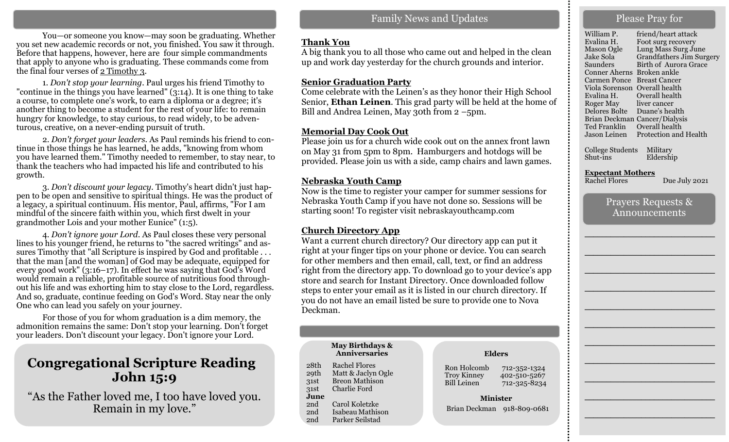You—or someone you know—may soon be graduating. Whether you set new academic records or not, you finished. You saw it through. Before that happens, however, here are four simple commandments that apply to anyone who is graduating. These commands come from the final four verses of 2 Timothy 3.

1. *Don't stop your learning*. Paul urges his friend Timothy to "continue in the things you have learned" (3:14). It is one thing to take a course, to complete one's work, to earn a diploma or a degree; it's another thing to become a student for the rest of your life: to remain hungry for knowledge, to stay curious, to read widely, to be adventurous, creative, on a never-ending pursuit of truth.

2. *Don't forget your leaders*. As Paul reminds his friend to continue in those things he has learned, he adds, "knowing from whom you have learned them." Timothy needed to remember, to stay near, to thank the teachers who had impacted his life and contributed to his growth.

3. *Don't discount your legacy*. Timothy's heart didn't just happen to be open and sensitive to spiritual things. He was the product of a legacy, a spiritual continuum. His mentor, Paul, affirms, "For I am mindful of the sincere faith within you, which first dwelt in your grandmother Lois and your mother Eunice" (1:5).

4. *Don't ignore your Lord*. As Paul closes these very personal lines to his younger friend, he returns to "the sacred writings" and assures Timothy that "all Scripture is inspired by God and profitable . . . that the man [and the woman] of God may be adequate, equipped for every good work" (3:16–17). In effect he was saying that God's Word would remain a reliable, profitable source of nutritious food throughout his life and was exhorting him to stay close to the Lord, regardless. And so, graduate, continue feeding on God's Word. Stay near the only One who can lead you safely on your journey.

For those of you for whom graduation is a dim memory, the admonition remains the same: Don't stop your learning. Don't forget your leaders. Don't discount your legacy. Don't ignore your Lord.

## Congregational Scripture Reading John 15:9

"As the Father loved me, I too have loved you. Remain in my love."

## Family News and Updates

**Thank You**

A big thank you to all those who came out and helped in the clean up and work day yesterday for the church grounds and interior.

**Senior Graduation Party**

Come celebrate with the Leinen's as they honor their High School Senior, **Ethan Leinen**. This grad party will be held at the home of Bill and Andrea Leinen, May 30th from 2 –5pm.

**Memorial Day Cook Out**

Please join us for a church wide cook out on the annex front lawn on May 31 from 5pm to 8pm. Hamburgers and hotdogs will be provided. Please join us with a side, camp chairs and lawn games.

**Nebraska Youth Camp**

Now is the time to register your camper for summer sessions for Nebraska Youth Camp if you have not done so. Sessions will be starting soon! To register visit nebraskayouthcamp.com

**Church Directory App**

Want a current church directory? Our directory app can put it right at your finger tips on your phone or device. You can search for other members and then email, call, text, or find an address right from the directory app. To download go to your device's app store and search for Instant Directory. Once downloaded follow steps to enter your email as it is listed in our church directory. If you do not have an email listed be sure to provide one to Nova Deckman.

### May Birthdays & Anniversaries

| | |
|---|---|
| 28th | Rachel Flores |
| 29th | Matt & Jaclyn Ogle |
| 31st | Breon Mathison |
| 31st | Charlie Ford |
| **June** | |
| 2nd | Carol Koletzke |
| 2nd | Isabeau Mathison |
| 2nd | Parker Seilstad |

### Elders

| | |
|---|---|
| Ron Holcomb | 712-352-1324 |
| Troy Kinney | 402-510-5267 |
| Bill Leinen | 712-325-8234 |

### Minister

Brian Deckman 918-809-0681

## Please Pray for

| | |
|---|---|
| William P. | friend/heart attack |
| Evalina H. | Foot surg recovery |
| Mason Ogle | Lung Mass Surg June |
| Jake Sola | Grandfathers Jim Surgery |
| Saunders | Birth of Aurora Grace |
| Conner Aherns | Broken ankle |
| Carmen Ponce | Breast Cancer |
| Viola Sorenson | Overall health |
| Evalina H. | Overall health |
| Roger May | liver cancer |
| Delores Bolte | Duane's health |
| Brian Deckman | Cancer/Dialysis |
| Ted Franklin | Overall health |
| Jason Leinen | Protection and Health |

| | |
|---|---|
| College Students | Military |
| Shut-ins | Eldership |

**Expectant Mothers**

Rachel Flores — Due July 2021

## Prayers Requests & Announcements

___________________________

___________________________

___________________________

___________________________

___________________________

___________________________

___________________________

___________________________

___________________________

___________________________

___________________________